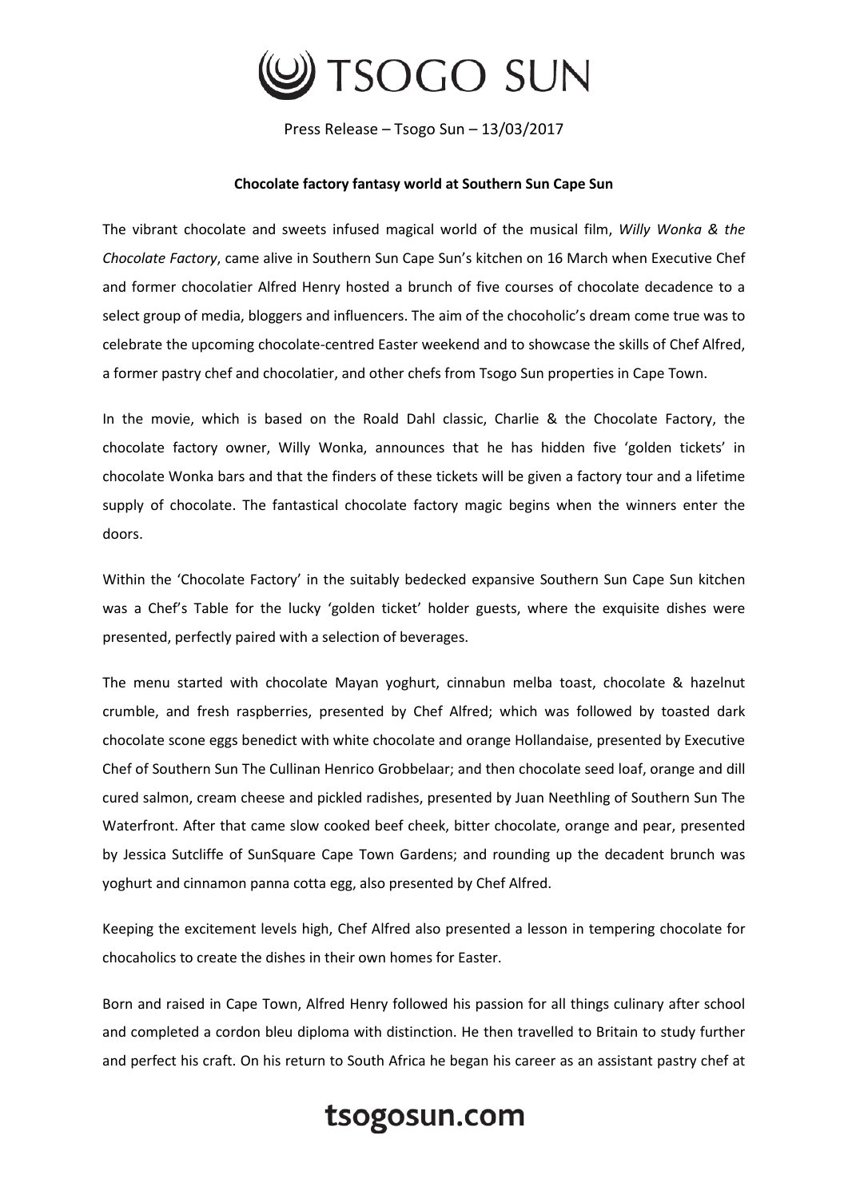# TSOGO SUN

Press Release – Tsogo Sun – 13/03/2017

**Chocolate factory fantasy world at Southern Sun Cape Sun**

The vibrant chocolate and sweets infused magical world of the musical film, *Willy Wonka & the Chocolate Factory*, came alive in Southern Sun Cape Sun's kitchen on 16 March when Executive Chef and former chocolatier Alfred Henry hosted a brunch of five courses of chocolate decadence to a select group of media, bloggers and influencers. The aim of the chocoholic's dream come true was to celebrate the upcoming chocolate-centred Easter weekend and to showcase the skills of Chef Alfred, a former pastry chef and chocolatier, and other chefs from Tsogo Sun properties in Cape Town.

In the movie, which is based on the Roald Dahl classic, Charlie & the Chocolate Factory, the chocolate factory owner, Willy Wonka, announces that he has hidden five 'golden tickets' in chocolate Wonka bars and that the finders of these tickets will be given a factory tour and a lifetime supply of chocolate. The fantastical chocolate factory magic begins when the winners enter the doors.

Within the 'Chocolate Factory' in the suitably bedecked expansive Southern Sun Cape Sun kitchen was a Chef's Table for the lucky 'golden ticket' holder guests, where the exquisite dishes were presented, perfectly paired with a selection of beverages.

The menu started with chocolate Mayan yoghurt, cinnabun melba toast, chocolate & hazelnut crumble, and fresh raspberries, presented by Chef Alfred; which was followed by toasted dark chocolate scone eggs benedict with white chocolate and orange Hollandaise, presented by Executive Chef of Southern Sun The Cullinan Henrico Grobbelaar; and then chocolate seed loaf, orange and dill cured salmon, cream cheese and pickled radishes, presented by Juan Neethling of Southern Sun The Waterfront. After that came slow cooked beef cheek, bitter chocolate, orange and pear, presented by Jessica Sutcliffe of SunSquare Cape Town Gardens; and rounding up the decadent brunch was yoghurt and cinnamon panna cotta egg, also presented by Chef Alfred.

Keeping the excitement levels high, Chef Alfred also presented a lesson in tempering chocolate for chocaholics to create the dishes in their own homes for Easter.

Born and raised in Cape Town, Alfred Henry followed his passion for all things culinary after school and completed a cordon bleu diploma with distinction. He then travelled to Britain to study further and perfect his craft. On his return to South Africa he began his career as an assistant pastry chef at

**tsogosun.com**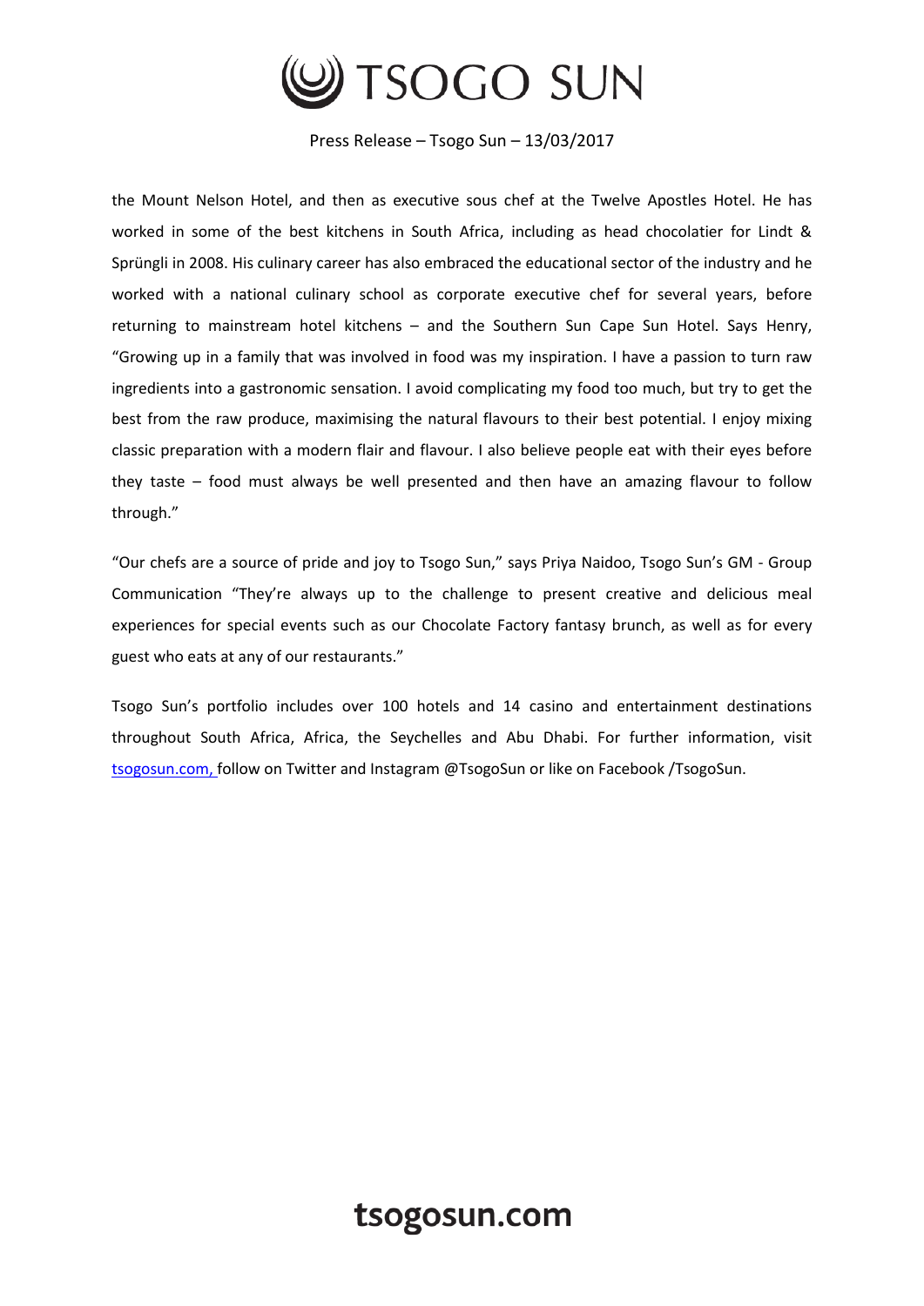the Mount Nelson Hotel, and then as executive sous chef at the Twelve Apostles Hotel. He has worked in some of the best kitchens in South Africa, including as head chocolatier for Lindt & Sprüngli in 2008. His culinary career has also embraced the educational sector of the industry and he worked with a national culinary school as corporate executive chef for several years, before returning to mainstream hotel kitchens – and the Southern Sun Cape Sun Hotel. Says Henry, "Growing up in a family that was involved in food was my inspiration. I have a passion to turn raw ingredients into a gastronomic sensation. I avoid complicating my food too much, but try to get the best from the raw produce, maximising the natural flavours to their best potential. I enjoy mixing classic preparation with a modern flair and flavour. I also believe people eat with their eyes before they taste – food must always be well presented and then have an amazing flavour to follow through."

"Our chefs are a source of pride and joy to Tsogo Sun," says Priya Naidoo, Tsogo Sun's GM - Group Communication "They're always up to the challenge to present creative and delicious meal experiences for special events such as our Chocolate Factory fantasy brunch, as well as for every guest who eats at any of our restaurants."

Tsogo Sun's portfolio includes over 100 hotels and 14 casino and entertainment destinations throughout South Africa, Africa, the Seychelles and Abu Dhabi. For further information, visit [tsogosun.com,](http://tsogosun.com) follow on Twitter and Instagram @TsogoSun or like on Facebook /TsogoSun.